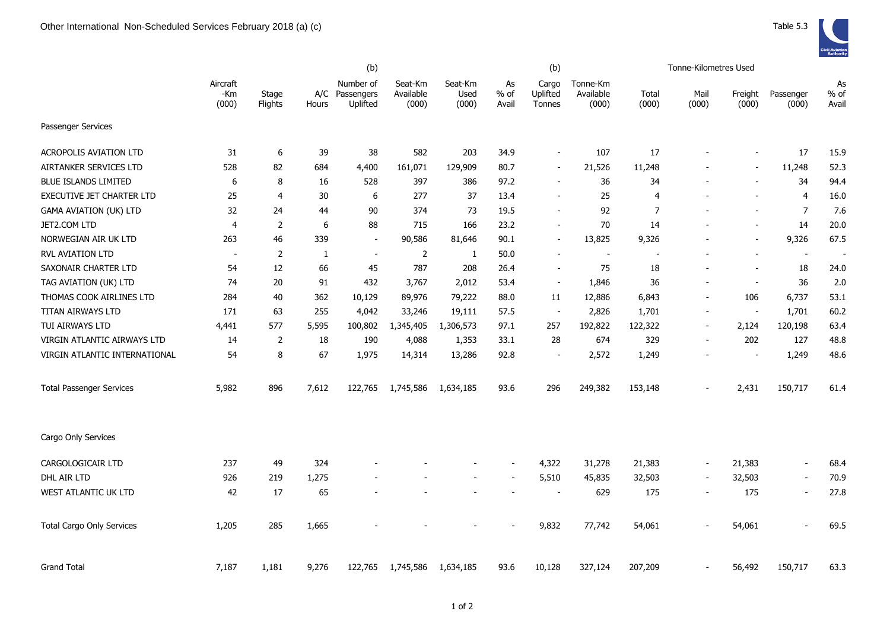# Other International Non-Scheduled Services February 2018 (a) (c)

Table 5.3

| | Aircraft -Km (000) | Stage Flights | A/C Hours | (b) Number of Passengers Uplifted | Seat-Km Available (000) | Seat-Km Used (000) | As % of Avail | (b) Cargo Uplifted Tonnes | Tonne-Km Available (000) | Tonne-Kilometres Used Total (000) | Mail (000) | Freight (000) | Passenger (000) | As % of Avail |
|---|---|---|---|---|---|---|---|---|---|---|---|---|---|---|
| **Passenger Services** | | | | | | | | | | | | | | |
| ACROPOLIS AVIATION LTD | 31 | 6 | 39 | 38 | 582 | 203 | 34.9 | - | 107 | 17 | - | - | 17 | 15.9 |
| AIRTANKER SERVICES LTD | 528 | 82 | 684 | 4,400 | 161,071 | 129,909 | 80.7 | - | 21,526 | 11,248 | - | - | 11,248 | 52.3 |
| BLUE ISLANDS LIMITED | 6 | 8 | 16 | 528 | 397 | 386 | 97.2 | - | 36 | 34 | - | - | 34 | 94.4 |
| EXECUTIVE JET CHARTER LTD | 25 | 4 | 30 | 6 | 277 | 37 | 13.4 | - | 25 | 4 | - | - | 4 | 16.0 |
| GAMA AVIATION (UK) LTD | 32 | 24 | 44 | 90 | 374 | 73 | 19.5 | - | 92 | 7 | - | - | 7 | 7.6 |
| JET2.COM LTD | 4 | 2 | 6 | 88 | 715 | 166 | 23.2 | - | 70 | 14 | - | - | 14 | 20.0 |
| NORWEGIAN AIR UK LTD | 263 | 46 | 339 | - | 90,586 | 81,646 | 90.1 | - | 13,825 | 9,326 | - | - | 9,326 | 67.5 |
| RVL AVIATION LTD | - | 2 | 1 | - | 2 | 1 | 50.0 | - | - | - | - | - | - | - |
| SAXONAIR CHARTER LTD | 54 | 12 | 66 | 45 | 787 | 208 | 26.4 | - | 75 | 18 | - | - | 18 | 24.0 |
| TAG AVIATION (UK) LTD | 74 | 20 | 91 | 432 | 3,767 | 2,012 | 53.4 | - | 1,846 | 36 | - | - | 36 | 2.0 |
| THOMAS COOK AIRLINES LTD | 284 | 40 | 362 | 10,129 | 89,976 | 79,222 | 88.0 | 11 | 12,886 | 6,843 | - | 106 | 6,737 | 53.1 |
| TITAN AIRWAYS LTD | 171 | 63 | 255 | 4,042 | 33,246 | 19,111 | 57.5 | - | 2,826 | 1,701 | - | - | 1,701 | 60.2 |
| TUI AIRWAYS LTD | 4,441 | 577 | 5,595 | 100,802 | 1,345,405 | 1,306,573 | 97.1 | 257 | 192,822 | 122,322 | - | 2,124 | 120,198 | 63.4 |
| VIRGIN ATLANTIC AIRWAYS LTD | 14 | 2 | 18 | 190 | 4,088 | 1,353 | 33.1 | 28 | 674 | 329 | - | 202 | 127 | 48.8 |
| VIRGIN ATLANTIC INTERNATIONAL | 54 | 8 | 67 | 1,975 | 14,314 | 13,286 | 92.8 | - | 2,572 | 1,249 | - | - | 1,249 | 48.6 |
| Total Passenger Services | 5,982 | 896 | 7,612 | 122,765 | 1,745,586 | 1,634,185 | 93.6 | 296 | 249,382 | 153,148 | - | 2,431 | 150,717 | 61.4 |
| **Cargo Only Services** | | | | | | | | | | | | | | |
| CARGOLOGICAIR LTD | 237 | 49 | 324 | - | - | - | - | 4,322 | 31,278 | 21,383 | - | 21,383 | - | 68.4 |
| DHL AIR LTD | 926 | 219 | 1,275 | - | - | - | - | 5,510 | 45,835 | 32,503 | - | 32,503 | - | 70.9 |
| WEST ATLANTIC UK LTD | 42 | 17 | 65 | - | - | - | - | - | 629 | 175 | - | 175 | - | 27.8 |
| Total Cargo Only Services | 1,205 | 285 | 1,665 | - | - | - | - | 9,832 | 77,742 | 54,061 | - | 54,061 | - | 69.5 |
| Grand Total | 7,187 | 1,181 | 9,276 | 122,765 | 1,745,586 | 1,634,185 | 93.6 | 10,128 | 327,124 | 207,209 | - | 56,492 | 150,717 | 63.3 |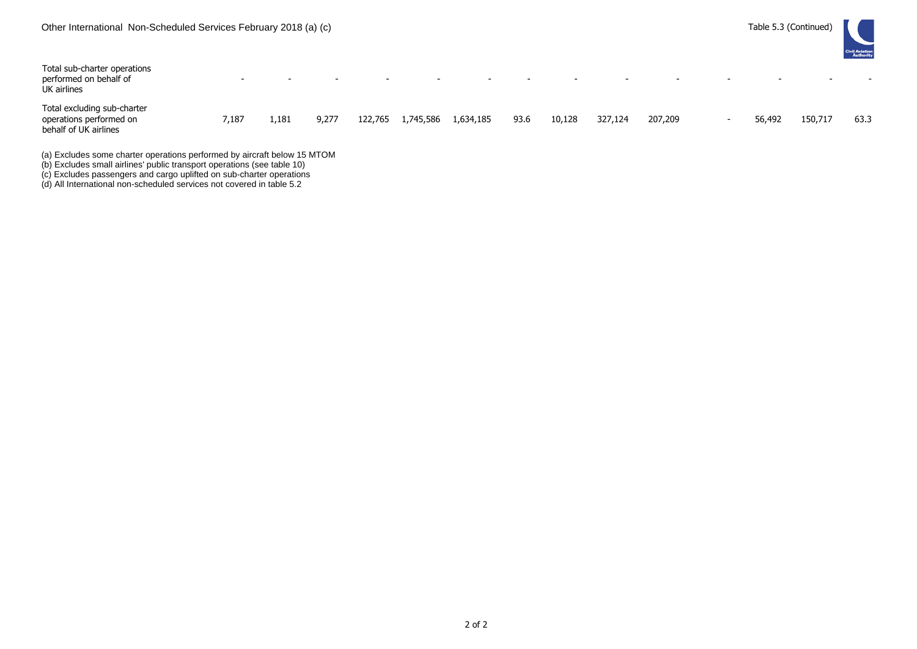Other International Non-Scheduled Services February 2018 (a) (c)

Table 5.3 (Continued)

| | | | | | | | | | | | | | | |
|---|---|---|---|---|---|---|---|---|---|---|---|---|---|---|
| Total sub-charter operations performed on behalf of UK airlines | - | - | - | - | - | - | - | - | - | - | - | - | - | - |
| Total excluding sub-charter operations performed on behalf of UK airlines | 7,187 | 1,181 | 9,277 | 122,765 | 1,745,586 | 1,634,185 | 93.6 | 10,128 | 327,124 | 207,209 | - | 56,492 | 150,717 | 63.3 |

(a) Excludes some charter operations performed by aircraft below 15 MTOM
(b) Excludes small airlines' public transport operations (see table 10)
(c) Excludes passengers and cargo uplifted on sub-charter operations
(d) All International non-scheduled services not covered in table 5.2